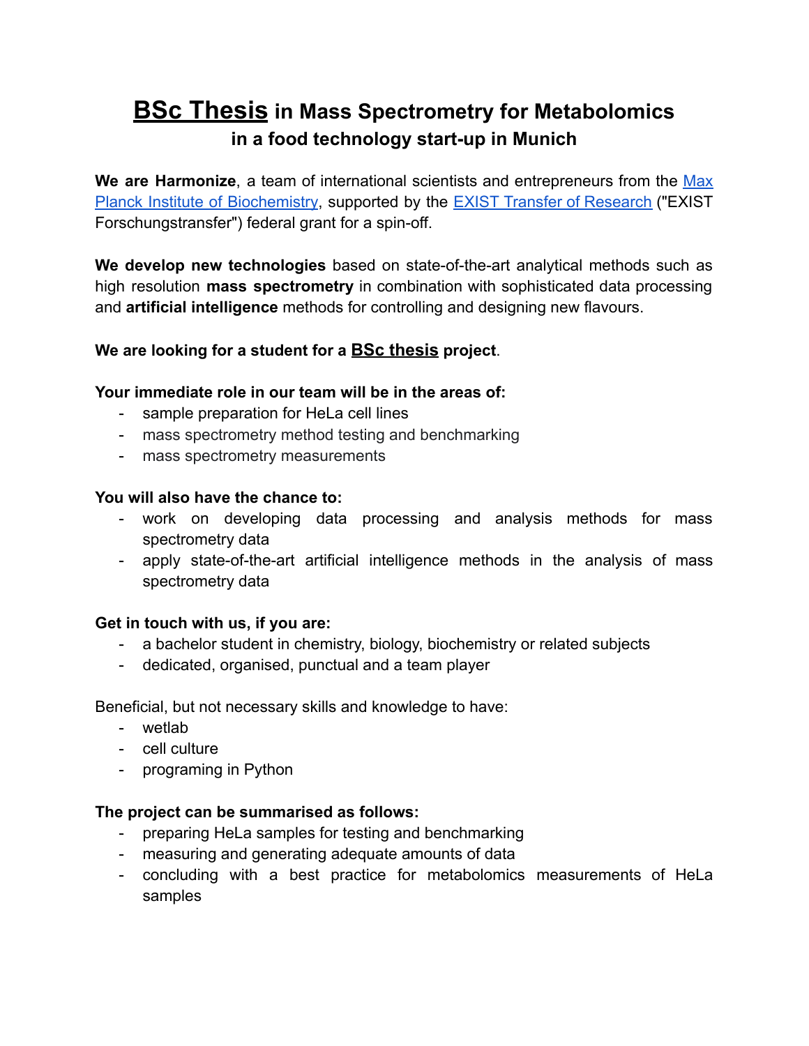# **BSc Thesis** in Mass Spectrometry for Metabolomics
## in a food technology start-up in Munich

**We are Harmonize**, a team of international scientists and entrepreneurs from the [Max Planck Institute of Biochemistry](), supported by the [EXIST Transfer of Research]() ("EXIST Forschungstransfer") federal grant for a spin-off.

**We develop new technologies** based on state-of-the-art analytical methods such as high resolution **mass spectrometry** in combination with sophisticated data processing and **artificial intelligence** methods for controlling and designing new flavours.

**We are looking for a student for a BSc thesis project**.

**Your immediate role in our team will be in the areas of:**

- sample preparation for HeLa cell lines
- mass spectrometry method testing and benchmarking
- mass spectrometry measurements

**You will also have the chance to:**

- work on developing data processing and analysis methods for mass spectrometry data
- apply state-of-the-art artificial intelligence methods in the analysis of mass spectrometry data

**Get in touch with us, if you are:**

- a bachelor student in chemistry, biology, biochemistry or related subjects
- dedicated, organised, punctual and a team player

Beneficial, but not necessary skills and knowledge to have:

- wetlab
- cell culture
- programing in Python

**The project can be summarised as follows:**

- preparing HeLa samples for testing and benchmarking
- measuring and generating adequate amounts of data
- concluding with a best practice for metabolomics measurements of HeLa samples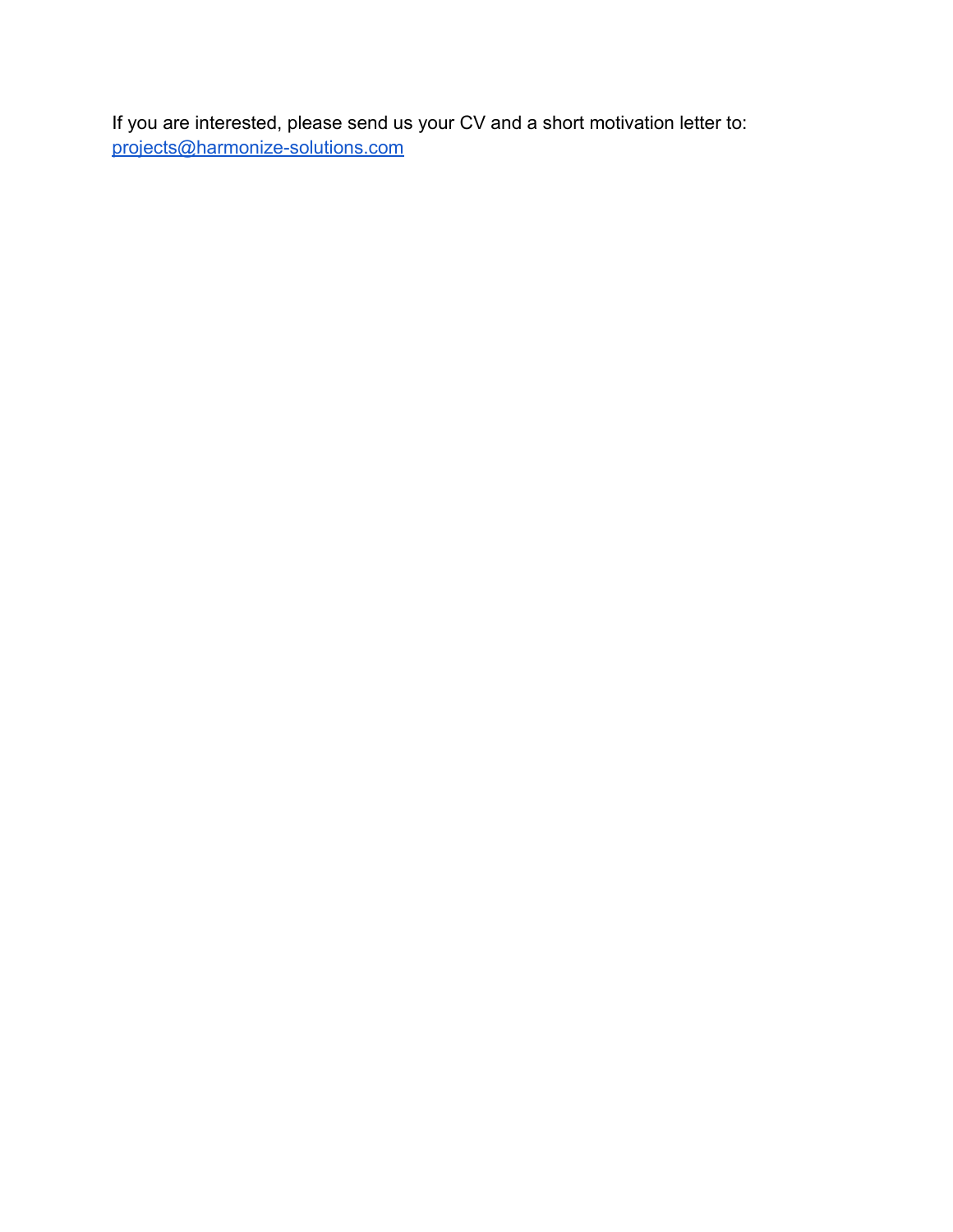If you are interested, please send us your CV and a short motivation letter to:
projects@harmonize-solutions.com